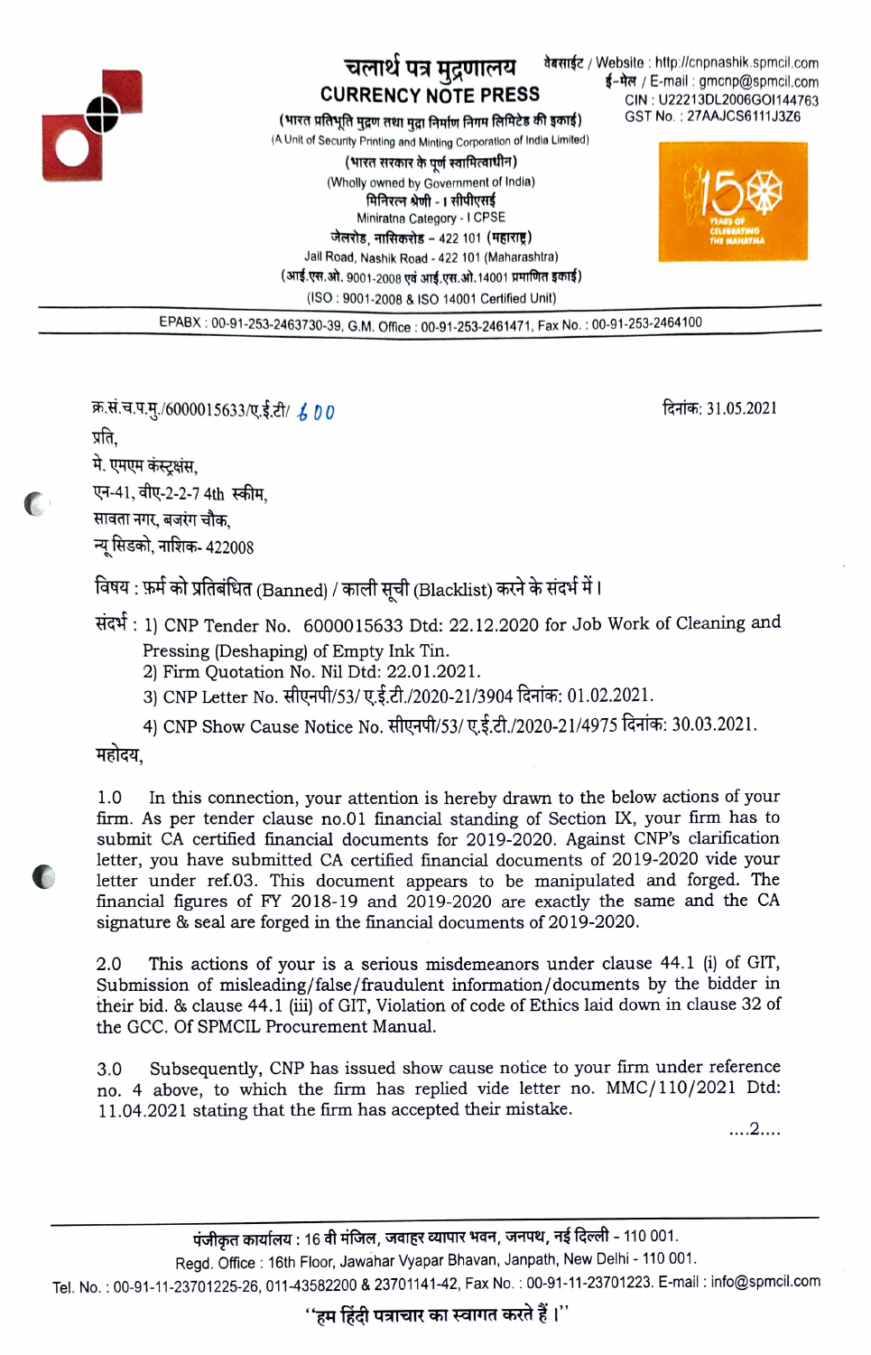# चलार्थ पत्र मुद्रणालय
## CURRENCY NOTE PRESS

(भारत प्रतिभूति मुद्रण तथा मुद्रा निर्माण निगम लिमिटेड की इकाई)
(A Unit of Security Printing and Minting Corporation of India Limited)
(भारत सरकार के पूर्ण स्वामित्वाधीन)
(Wholly owned by Government of India)
मिनिरत्न श्रेणी - I सीपीएसई
Miniratna Category - I CPSE
जेलरोड, नासिकरोड - 422 101 (महाराष्ट्र)
Jail Road, Nashik Road - 422 101 (Maharashtra)
(आई.एस.ओ. 9001-2008 एवं आई.एस.ओ.14001 प्रमाणित इकाई)
(ISO : 9001-2008 & ISO 14001 Certified Unit)

वेबसाईट / Website : http://cnpnashik.spmcil.com
ई-मेल / E-mail : gmcnp@spmcil.com
CIN : U22213DL2006GOI144763
GST No. : 27AAJCS6111J3Z6

EPABX : 00-91-253-2463730-39, G.M. Office : 00-91-253-2461471, Fax No. : 00-91-253-2464100

क्र.सं.च.प.मु./6000015633/ए.ई.टी/ 600

दिनांक: 31.05.2021

प्रति,
मे. एमएम कंस्ट्रक्शंस,
एन-41, वीए-2-2-7 4th स्कीम,
सावता नगर, बजरंग चौक,
न्यू सिडको, नाशिक- 422008

विषय : फ़र्म को प्रतिबंधित (Banned) / काली सूची (Blacklist) करने के संदर्भ में।

संदर्भ : 1) CNP Tender No. 6000015633 Dtd: 22.12.2020 for Job Work of Cleaning and Pressing (Deshaping) of Empty Ink Tin.
2) Firm Quotation No. Nil Dtd: 22.01.2021.
3) CNP Letter No. सीएनपी/53/ ए.ई.टी./2020-21/3904 दिनांक: 01.02.2021.
4) CNP Show Cause Notice No. सीएनपी/53/ ए.ई.टी./2020-21/4975 दिनांक: 30.03.2021.

महोदय,

1.0 In this connection, your attention is hereby drawn to the below actions of your firm. As per tender clause no.01 financial standing of Section IX, your firm has to submit CA certified financial documents for 2019-2020. Against CNP's clarification letter, you have submitted CA certified financial documents of 2019-2020 vide your letter under ref.03. This document appears to be manipulated and forged. The financial figures of FY 2018-19 and 2019-2020 are exactly the same and the CA signature & seal are forged in the financial documents of 2019-2020.

2.0 This actions of your is a serious misdemeanors under clause 44.1 (i) of GIT, Submission of misleading/false/fraudulent information/documents by the bidder in their bid. & clause 44.1 (iii) of GIT, Violation of code of Ethics laid down in clause 32 of the GCC. Of SPMCIL Procurement Manual.

3.0 Subsequently, CNP has issued show cause notice to your firm under reference no. 4 above, to which the firm has replied vide letter no. MMC/110/2021 Dtd: 11.04.2021 stating that the firm has accepted their mistake.

....2....

पंजीकृत कार्यालय : 16 वी मंजिल, जवाहर व्यापार भवन, जनपथ, नई दिल्ली - 110 001.
Regd. Office : 16th Floor, Jawahar Vyapar Bhavan, Janpath, New Delhi - 110 001.
Tel. No. : 00-91-11-23701225-26, 011-43582200 & 23701141-42, Fax No. : 00-91-11-23701223. E-mail : info@spmcil.com
"हम हिंदी पत्राचार का स्वागत करते हैं।"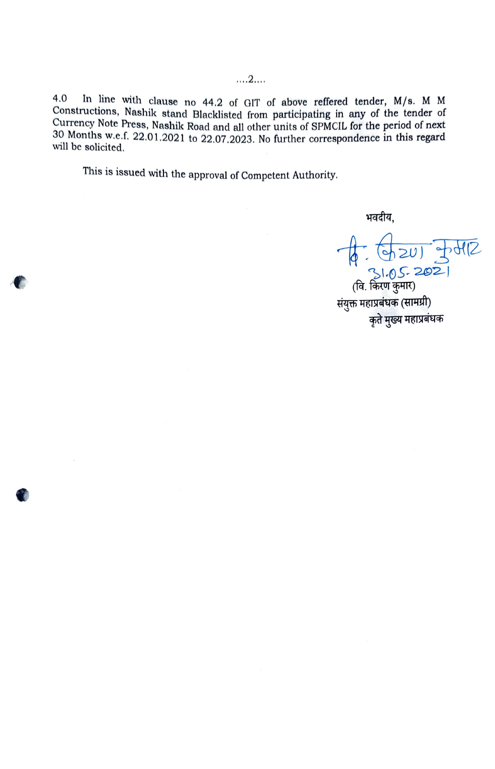4.0 In line with clause no 44.2 of GIT of above reffered tender, M/s. M M Constructions, Nashik stand Blacklisted from participating in any of the tender of Currency Note Press, Nashik Road and all other units of SPMCIL for the period of next 30 Months w.e.f. 22.01.2021 to 22.07.2023. No further correspondence in this regard will be solicited.

This is issued with the approval of Competent Authority.

भवदीय,

वि. किरण कुमार
31.05.2021

(वि. किरण कुमार)
संयुक्त महाप्रबंधक (सामग्री)
कृते मुख्य महाप्रबंधक